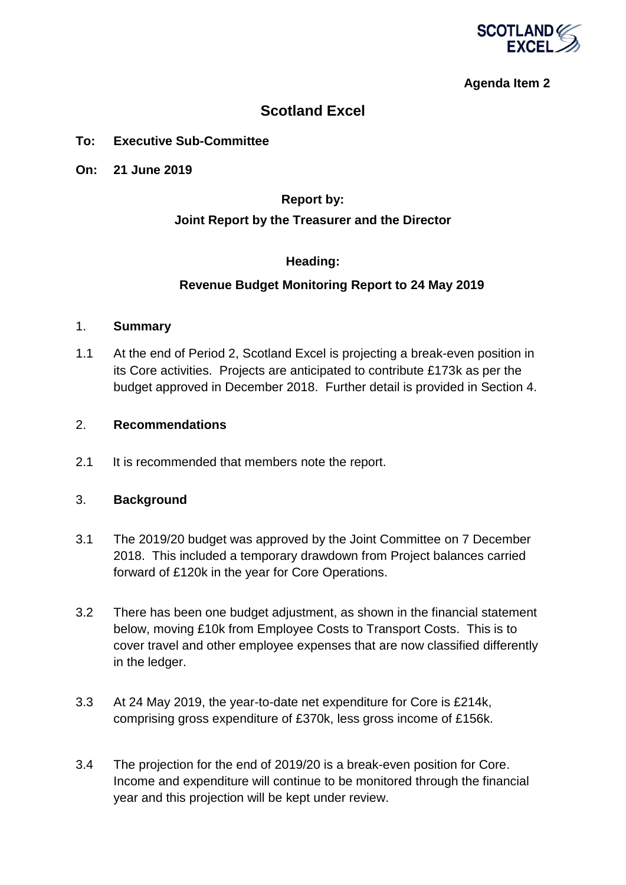**Agenda Item 2**

# Scotland Excel

**To: Executive Sub-Committee**

**On: 21 June 2019**

**Report by:**

**Joint Report by the Treasurer and the Director**

**Heading:**

**Revenue Budget Monitoring Report to 24 May 2019**

## 1. Summary

1.1 At the end of Period 2, Scotland Excel is projecting a break-even position in its Core activities. Projects are anticipated to contribute £173k as per the budget approved in December 2018. Further detail is provided in Section 4.

## 2. Recommendations

2.1 It is recommended that members note the report.

## 3. Background

3.1 The 2019/20 budget was approved by the Joint Committee on 7 December 2018. This included a temporary drawdown from Project balances carried forward of £120k in the year for Core Operations.

3.2 There has been one budget adjustment, as shown in the financial statement below, moving £10k from Employee Costs to Transport Costs. This is to cover travel and other employee expenses that are now classified differently in the ledger.

3.3 At 24 May 2019, the year-to-date net expenditure for Core is £214k, comprising gross expenditure of £370k, less gross income of £156k.

3.4 The projection for the end of 2019/20 is a break-even position for Core. Income and expenditure will continue to be monitored through the financial year and this projection will be kept under review.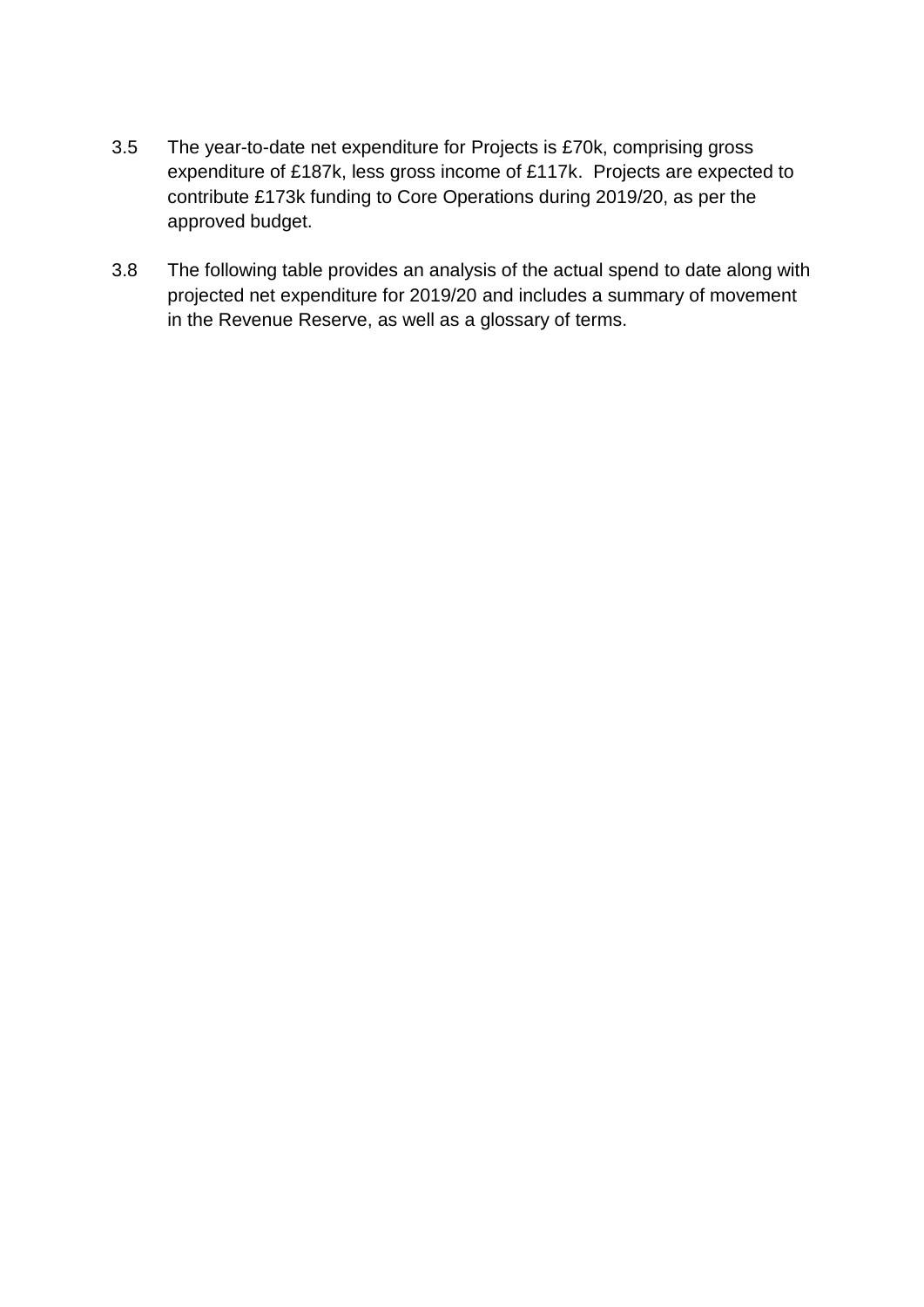3.5 The year-to-date net expenditure for Projects is £70k, comprising gross expenditure of £187k, less gross income of £117k. Projects are expected to contribute £173k funding to Core Operations during 2019/20, as per the approved budget.

3.8 The following table provides an analysis of the actual spend to date along with projected net expenditure for 2019/20 and includes a summary of movement in the Revenue Reserve, as well as a glossary of terms.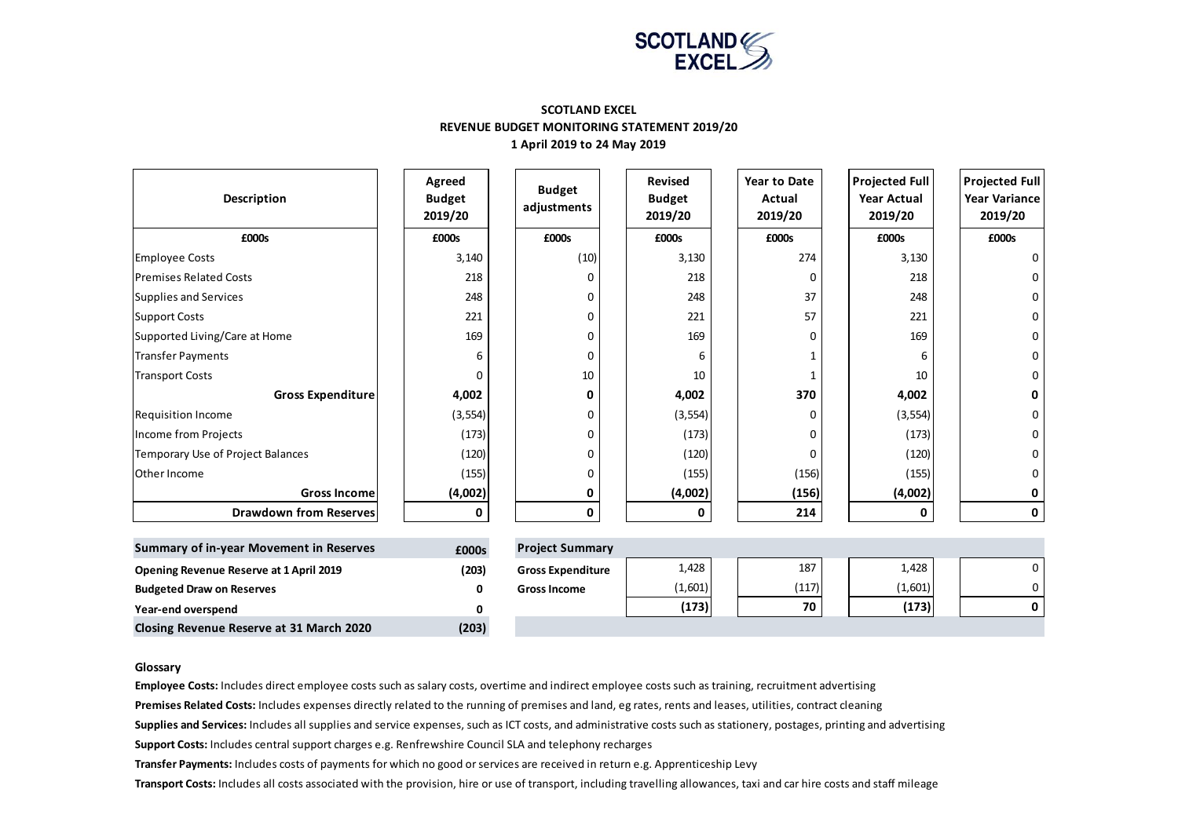SCOTLAND EXCEL

**SCOTLAND EXCEL**
**REVENUE BUDGET MONITORING STATEMENT 2019/20**
**1 April 2019 to 24 May 2019**

| Description | Agreed Budget 2019/20 | Budget adjustments | Revised Budget 2019/20 | Year to Date Actual 2019/20 | Projected Full Year Actual 2019/20 | Projected Full Year Variance 2019/20 |
|---|---|---|---|---|---|---|
| £000s | £000s | £000s | £000s | £000s | £000s | £000s |
| Employee Costs | 3,140 | (10) | 3,130 | 274 | 3,130 | 0 |
| Premises Related Costs | 218 | 0 | 218 | 0 | 218 | 0 |
| Supplies and Services | 248 | 0 | 248 | 37 | 248 | 0 |
| Support Costs | 221 | 0 | 221 | 57 | 221 | 0 |
| Supported Living/Care at Home | 169 | 0 | 169 | 0 | 169 | 0 |
| Transfer Payments | 6 | 0 | 6 | 1 | 6 | 0 |
| Transport Costs | 0 | 10 | 10 | 1 | 10 | 0 |
| **Gross Expenditure** | **4,002** | **0** | **4,002** | **370** | **4,002** | **0** |
| Requisition Income | (3,554) | 0 | (3,554) | 0 | (3,554) | 0 |
| Income from Projects | (173) | 0 | (173) | 0 | (173) | 0 |
| Temporary Use of Project Balances | (120) | 0 | (120) | 0 | (120) | 0 |
| Other Income | (155) | 0 | (155) | (156) | (155) | 0 |
| **Gross Income** | **(4,002)** | **0** | **(4,002)** | **(156)** | **(4,002)** | **0** |
| **Drawdown from Reserves** | **0** | **0** | **0** | **214** | **0** | **0** |

| Summary of in-year Movement in Reserves | £000s |
|---|---|
| **Opening Revenue Reserve at 1 April 2019** | **(203)** |
| **Budgeted Draw on Reserves** | **0** |
| **Year-end overspend** | **0** |
| **Closing Revenue Reserve at 31 March 2020** | **(203)** |

| Project Summary | Revised Budget 2019/20 | Year to Date Actual 2019/20 | Projected Full Year Actual 2019/20 | Projected Full Year Variance 2019/20 |
|---|---|---|---|---|
| **Gross Expenditure** | 1,428 | 187 | 1,428 | 0 |
| **Gross Income** | (1,601) | (117) | (1,601) | 0 |
| | **(173)** | **70** | **(173)** | **0** |

**Glossary**

**Employee Costs:** Includes direct employee costs such as salary costs, overtime and indirect employee costs such as training, recruitment advertising

**Premises Related Costs:** Includes expenses directly related to the running of premises and land, eg rates, rents and leases, utilities, contract cleaning

**Supplies and Services:** Includes all supplies and service expenses, such as ICT costs, and administrative costs such as stationery, postages, printing and advertising

**Support Costs:** Includes central support charges e.g. Renfrewshire Council SLA and telephony recharges

**Transfer Payments:** Includes costs of payments for which no good or services are received in return e.g. Apprenticeship Levy

**Transport Costs:** Includes all costs associated with the provision, hire or use of transport, including travelling allowances, taxi and car hire costs and staff mileage